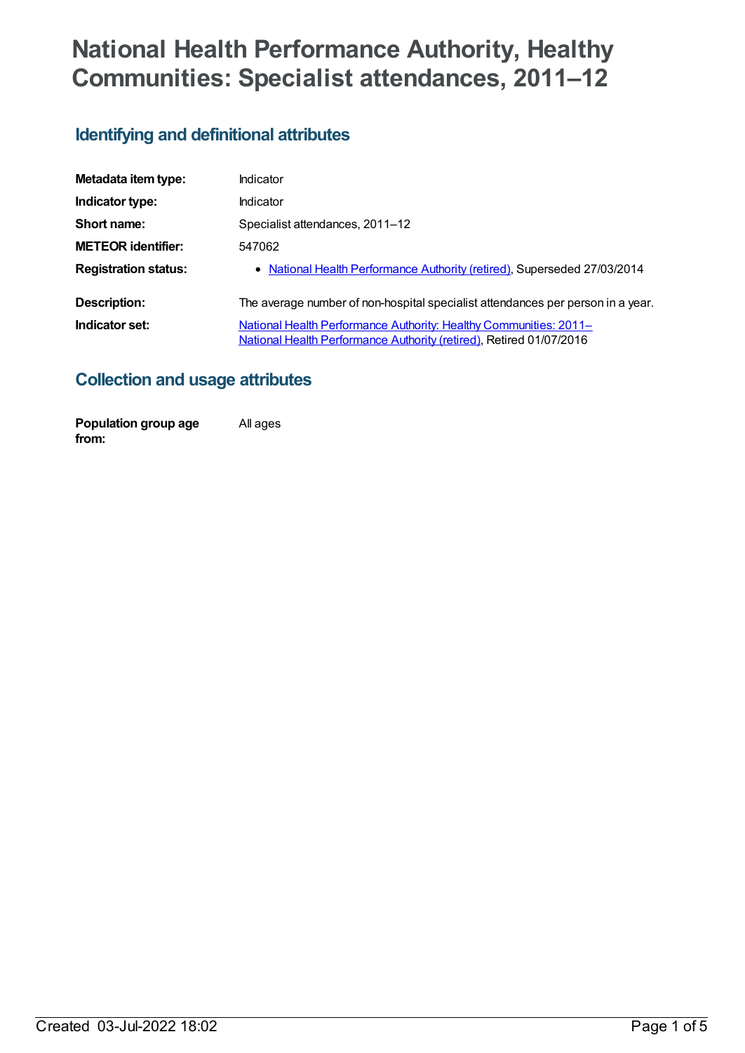# National Health Performance Authority, Healthy Communities: Specialist attendances, 2011–12

## Identifying and definitional attributes

| | |
|---|---|
| **Metadata item type:** | Indicator |
| **Indicator type:** | Indicator |
| **Short name:** | Specialist attendances, 2011–12 |
| **METEOR identifier:** | 547062 |
| **Registration status:** | • National Health Performance Authority (retired), Superseded 27/03/2014 |
| **Description:** | The average number of non-hospital specialist attendances per person in a year. |
| **Indicator set:** | National Health Performance Authority: Healthy Communities: 2011– National Health Performance Authority (retired), Retired 01/07/2016 |

## Collection and usage attributes

| | |
|---|---|
| **Population group age from:** | All ages |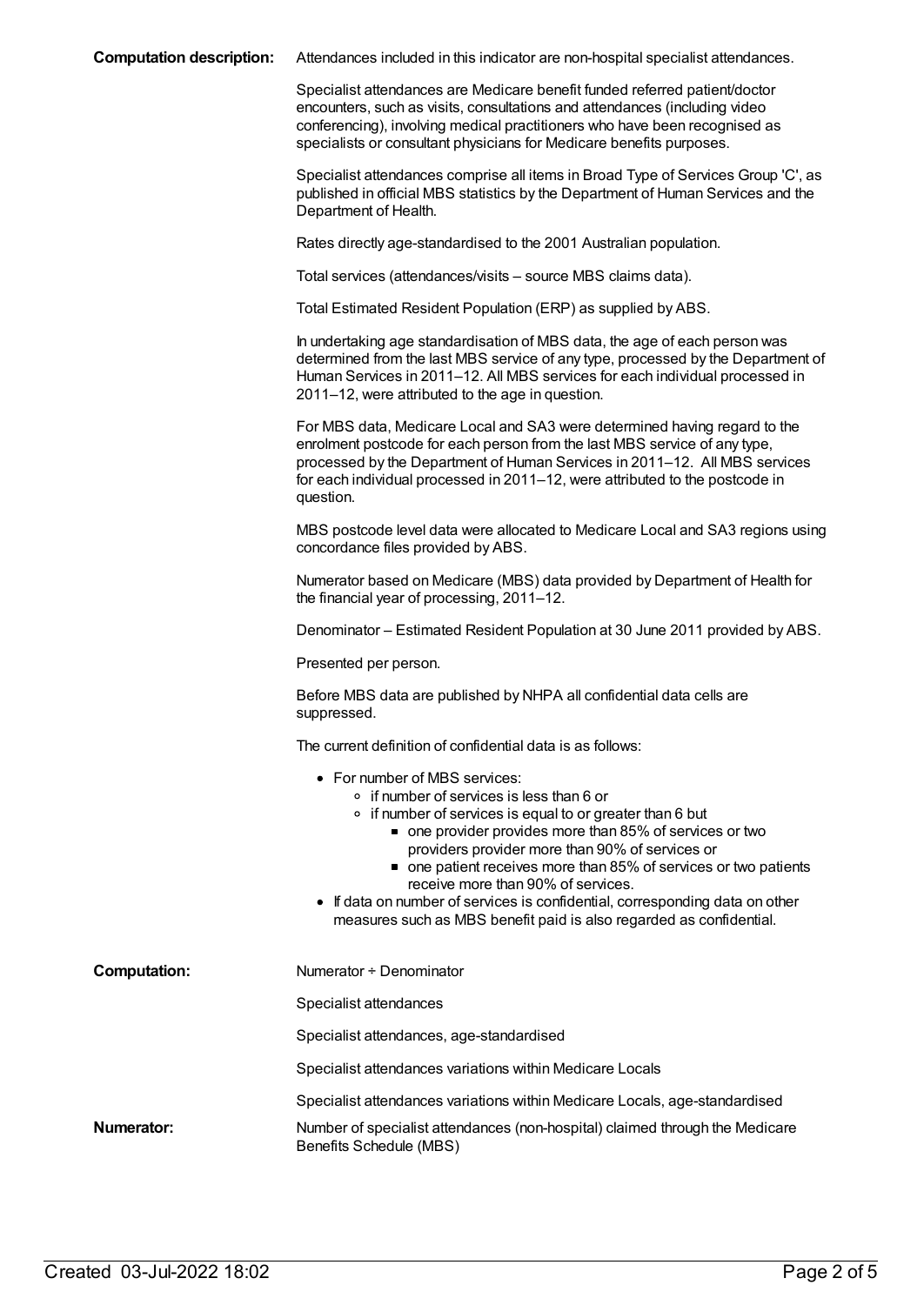**Computation description:** Attendances included in this indicator are non-hospital specialist attendances.

Specialist attendances are Medicare benefit funded referred patient/doctor encounters, such as visits, consultations and attendances (including video conferencing), involving medical practitioners who have been recognised as specialists or consultant physicians for Medicare benefits purposes.

Specialist attendances comprise all items in Broad Type of Services Group 'C', as published in official MBS statistics by the Department of Human Services and the Department of Health.

Rates directly age-standardised to the 2001 Australian population.

Total services (attendances/visits – source MBS claims data).

Total Estimated Resident Population (ERP) as supplied by ABS.

In undertaking age standardisation of MBS data, the age of each person was determined from the last MBS service of any type, processed by the Department of Human Services in 2011–12. All MBS services for each individual processed in 2011–12, were attributed to the age in question.

For MBS data, Medicare Local and SA3 were determined having regard to the enrolment postcode for each person from the last MBS service of any type, processed by the Department of Human Services in 2011–12. All MBS services for each individual processed in 2011–12, were attributed to the postcode in question.

MBS postcode level data were allocated to Medicare Local and SA3 regions using concordance files provided by ABS.

Numerator based on Medicare (MBS) data provided by Department of Health for the financial year of processing, 2011–12.

Denominator – Estimated Resident Population at 30 June 2011 provided by ABS.

Presented per person.

Before MBS data are published by NHPA all confidential data cells are suppressed.

The current definition of confidential data is as follows:

- For number of MBS services:
  - if number of services is less than 6 or
  - if number of services is equal to or greater than 6 but
    - one provider provides more than 85% of services or two providers provider more than 90% of services or
    - one patient receives more than 85% of services or two patients receive more than 90% of services.
- If data on number of services is confidential, corresponding data on other measures such as MBS benefit paid is also regarded as confidential.

**Computation:** Numerator ÷ Denominator

Specialist attendances

Specialist attendances, age-standardised

Specialist attendances variations within Medicare Locals

Specialist attendances variations within Medicare Locals, age-standardised

**Numerator:** Number of specialist attendances (non-hospital) claimed through the Medicare Benefits Schedule (MBS)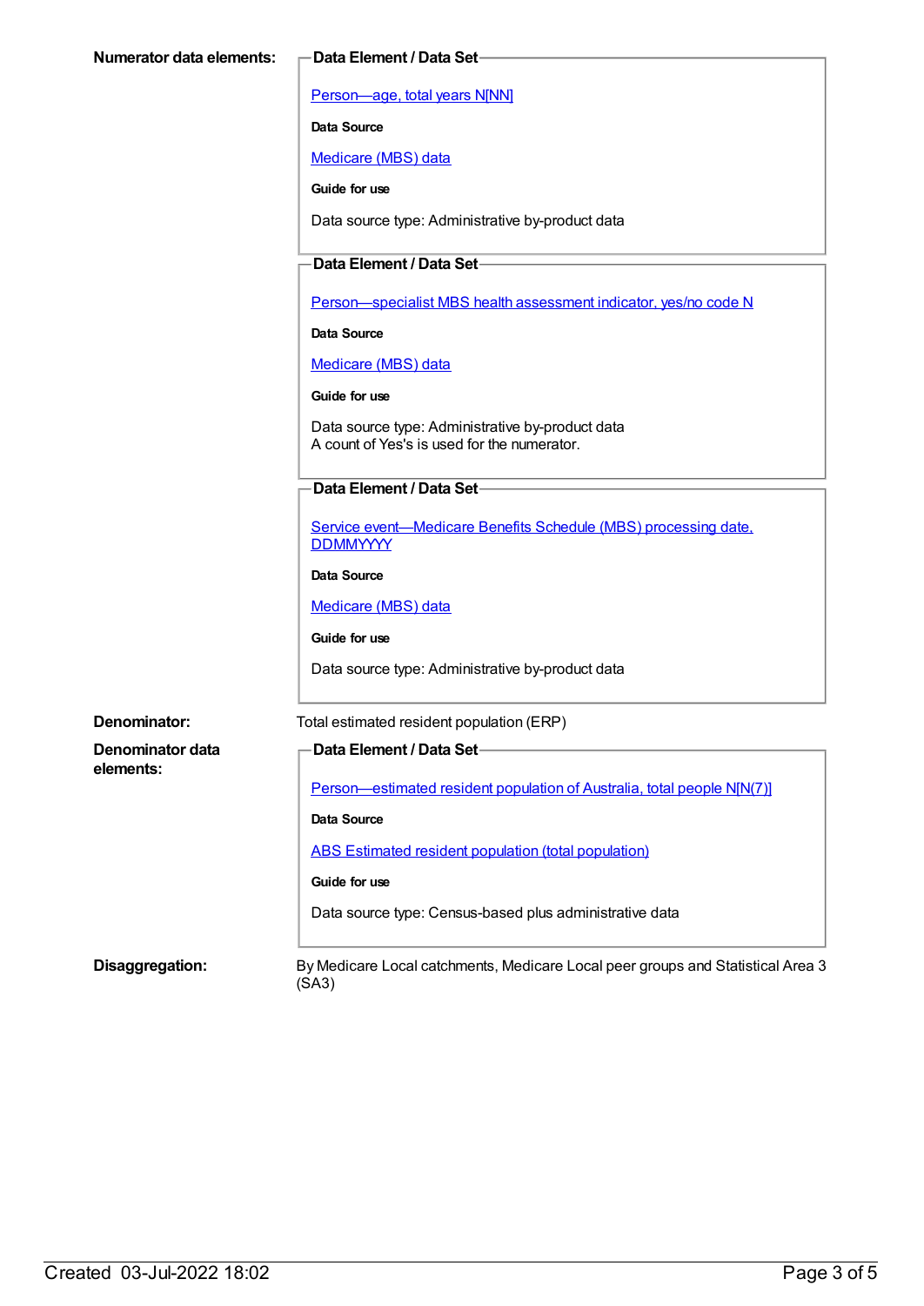**Numerator data elements:**

**Data Element / Data Set**

Person—age, total years N[NN]

**Data Source**

Medicare (MBS) data

**Guide for use**

Data source type: Administrative by-product data

**Data Element / Data Set**

Person—specialist MBS health assessment indicator, yes/no code N

**Data Source**

Medicare (MBS) data

**Guide for use**

Data source type: Administrative by-product data
A count of Yes's is used for the numerator.

**Data Element / Data Set**

Service event—Medicare Benefits Schedule (MBS) processing date, DDMMYYYY

**Data Source**

Medicare (MBS) data

**Guide for use**

Data source type: Administrative by-product data

**Denominator:** Total estimated resident population (ERP)

**Denominator data elements:**

**Data Element / Data Set**

Person—estimated resident population of Australia, total people N[N(7)]

**Data Source**

ABS Estimated resident population (total population)

**Guide for use**

Data source type: Census-based plus administrative data

**Disaggregation:** By Medicare Local catchments, Medicare Local peer groups and Statistical Area 3 (SA3)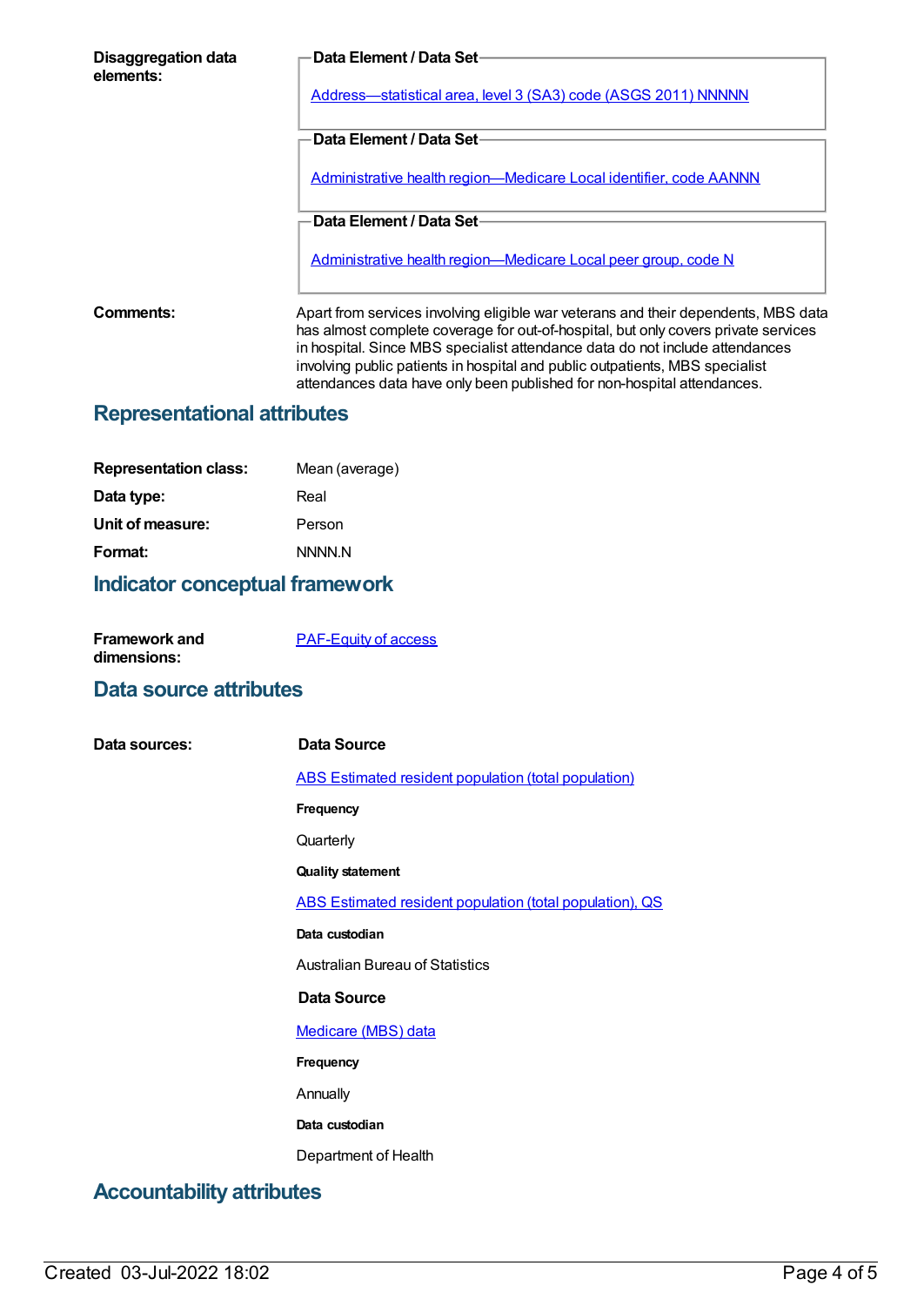**Disaggregation data elements:**

**Data Element / Data Set**

Address—statistical area, level 3 (SA3) code (ASGS 2011) NNNNN

**Data Element / Data Set**

Administrative health region—Medicare Local identifier, code AANNN

**Data Element / Data Set**

Administrative health region—Medicare Local peer group, code N

**Comments:** Apart from services involving eligible war veterans and their dependents, MBS data has almost complete coverage for out-of-hospital, but only covers private services in hospital. Since MBS specialist attendance data do not include attendances involving public patients in hospital and public outpatients, MBS specialist attendances data have only been published for non-hospital attendances.

## Representational attributes

| | |
|---|---|
| **Representation class:** | Mean (average) |
| **Data type:** | Real |
| **Unit of measure:** | Person |
| **Format:** | NNNN.N |

## Indicator conceptual framework

**Framework and dimensions:** PAF-Equity of access

## Data source attributes

**Data sources:**

**Data Source**

ABS Estimated resident population (total population)

**Frequency**

Quarterly

**Quality statement**

ABS Estimated resident population (total population), QS

**Data custodian**

Australian Bureau of Statistics

**Data Source**

Medicare (MBS) data

**Frequency**

Annually

**Data custodian**

Department of Health

## Accountability attributes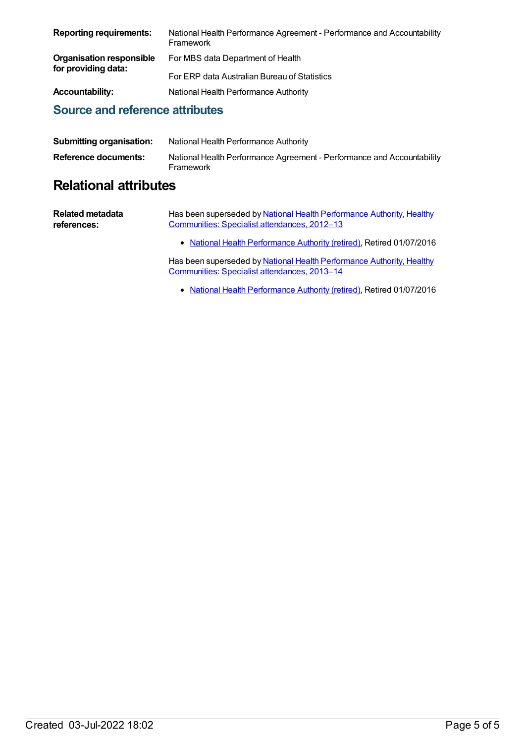**Reporting requirements:** National Health Performance Agreement - Performance and Accountability Framework

**Organisation responsible for providing data:** For MBS data Department of Health

For ERP data Australian Bureau of Statistics

**Accountability:** National Health Performance Authority

## Source and reference attributes

**Submitting organisation:** National Health Performance Authority

**Reference documents:** National Health Performance Agreement - Performance and Accountability Framework

# Relational attributes

**Related metadata references:**

Has been superseded by National Health Performance Authority, Healthy Communities: Specialist attendances, 2012–13

- National Health Performance Authority (retired), Retired 01/07/2016

Has been superseded by National Health Performance Authority, Healthy Communities: Specialist attendances, 2013–14

- National Health Performance Authority (retired), Retired 01/07/2016